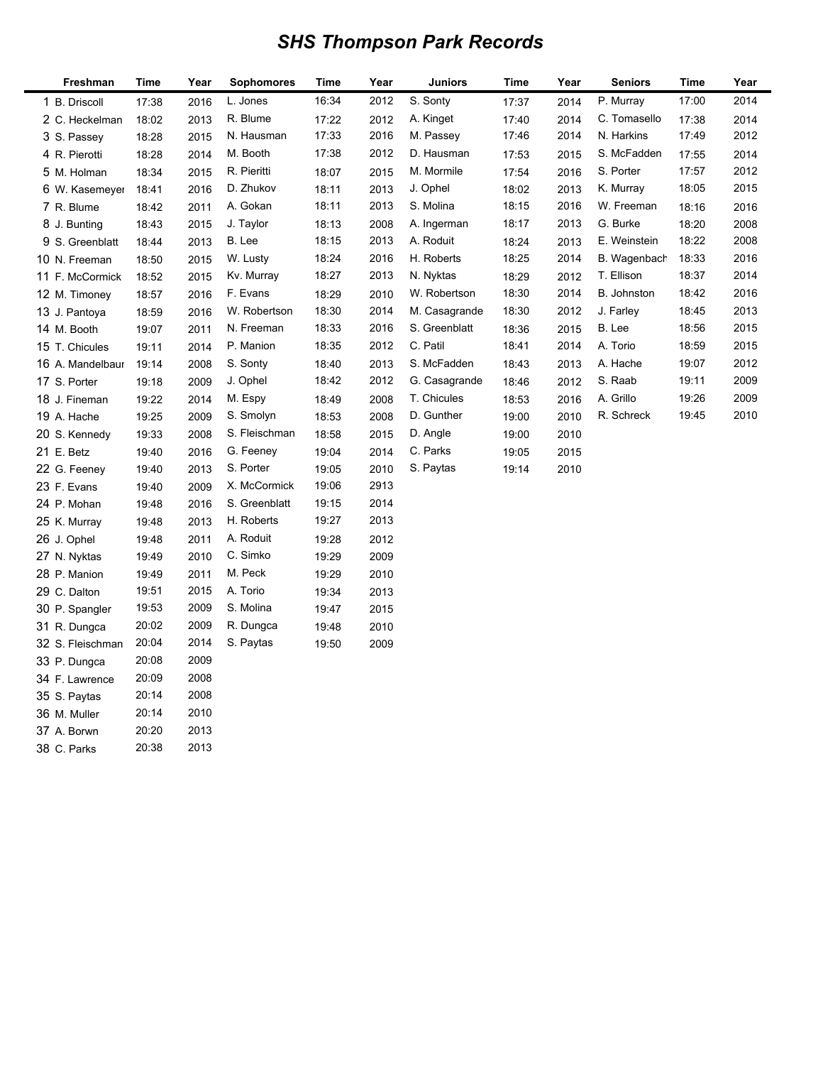# SHS Thompson Park Records

| | Freshman | Time | Year | Sophomores | Time | Year | Juniors | Time | Year | Seniors | Time | Year |
|---|---|---|---|---|---|---|---|---|---|---|---|---|
| 1 | B. Driscoll | 17:38 | 2016 | L. Jones | 16:34 | 2012 | S. Sonty | 17:37 | 2014 | P. Murray | 17:00 | 2014 |
| 2 | C. Heckelman | 18:02 | 2013 | R. Blume | 17:22 | 2012 | A. Kinget | 17:40 | 2014 | C. Tomasello | 17:38 | 2014 |
| 3 | S. Passey | 18:28 | 2015 | N. Hausman | 17:33 | 2016 | M. Passey | 17:46 | 2014 | N. Harkins | 17:49 | 2012 |
| 4 | R. Pierotti | 18:28 | 2014 | M. Booth | 17:38 | 2012 | D. Hausman | 17:53 | 2015 | S. McFadden | 17:55 | 2014 |
| 5 | M. Holman | 18:34 | 2015 | R. Pieritti | 18:07 | 2015 | M. Mormile | 17:54 | 2016 | S. Porter | 17:57 | 2012 |
| 6 | W. Kasemeyer | 18:41 | 2016 | D. Zhukov | 18:11 | 2013 | J. Ophel | 18:02 | 2013 | K. Murray | 18:05 | 2015 |
| 7 | R. Blume | 18:42 | 2011 | A. Gokan | 18:11 | 2013 | S. Molina | 18:15 | 2016 | W. Freeman | 18:16 | 2016 |
| 8 | J. Bunting | 18:43 | 2015 | J. Taylor | 18:13 | 2008 | A. Ingerman | 18:17 | 2013 | G. Burke | 18:20 | 2008 |
| 9 | S. Greenblatt | 18:44 | 2013 | B. Lee | 18:15 | 2013 | A. Roduit | 18:24 | 2013 | E. Weinstein | 18:22 | 2008 |
| 10 | N. Freeman | 18:50 | 2015 | W. Lusty | 18:24 | 2016 | H. Roberts | 18:25 | 2014 | B. Wagenbach | 18:33 | 2016 |
| 11 | F. McCormick | 18:52 | 2015 | Kv. Murray | 18:27 | 2013 | N. Nyktas | 18:29 | 2012 | T. Ellison | 18:37 | 2014 |
| 12 | M. Timoney | 18:57 | 2016 | F. Evans | 18:29 | 2010 | W. Robertson | 18:30 | 2014 | B. Johnston | 18:42 | 2016 |
| 13 | J. Pantoya | 18:59 | 2016 | W. Robertson | 18:30 | 2014 | M. Casagrande | 18:30 | 2012 | J. Farley | 18:45 | 2013 |
| 14 | M. Booth | 19:07 | 2011 | N. Freeman | 18:33 | 2016 | S. Greenblatt | 18:36 | 2015 | B. Lee | 18:56 | 2015 |
| 15 | T. Chicules | 19:11 | 2014 | P. Manion | 18:35 | 2012 | C. Patil | 18:41 | 2014 | A. Torio | 18:59 | 2015 |
| 16 | A. Mandelbaur | 19:14 | 2008 | S. Sonty | 18:40 | 2013 | S. McFadden | 18:43 | 2013 | A. Hache | 19:07 | 2012 |
| 17 | S. Porter | 19:18 | 2009 | J. Ophel | 18:42 | 2012 | G. Casagrande | 18:46 | 2012 | S. Raab | 19:11 | 2009 |
| 18 | J. Fineman | 19:22 | 2014 | M. Espy | 18:49 | 2008 | T. Chicules | 18:53 | 2016 | A. Grillo | 19:26 | 2009 |
| 19 | A. Hache | 19:25 | 2009 | S. Smolyn | 18:53 | 2008 | D. Gunther | 19:00 | 2010 | R. Schreck | 19:45 | 2010 |
| 20 | S. Kennedy | 19:33 | 2008 | S. Fleischman | 18:58 | 2015 | D. Angle | 19:00 | 2010 | | | |
| 21 | E. Betz | 19:40 | 2016 | G. Feeney | 19:04 | 2014 | C. Parks | 19:05 | 2015 | | | |
| 22 | G. Feeney | 19:40 | 2013 | S. Porter | 19:05 | 2010 | S. Paytas | 19:14 | 2010 | | | |
| 23 | F. Evans | 19:40 | 2009 | X. McCormick | 19:06 | 2913 | | | | | | |
| 24 | P. Mohan | 19:48 | 2016 | S. Greenblatt | 19:15 | 2014 | | | | | | |
| 25 | K. Murray | 19:48 | 2013 | H. Roberts | 19:27 | 2013 | | | | | | |
| 26 | J. Ophel | 19:48 | 2011 | A. Roduit | 19:28 | 2012 | | | | | | |
| 27 | N. Nyktas | 19:49 | 2010 | C. Simko | 19:29 | 2009 | | | | | | |
| 28 | P. Manion | 19:49 | 2011 | M. Peck | 19:29 | 2010 | | | | | | |
| 29 | C. Dalton | 19:51 | 2015 | A. Torio | 19:34 | 2013 | | | | | | |
| 30 | P. Spangler | 19:53 | 2009 | S. Molina | 19:47 | 2015 | | | | | | |
| 31 | R. Dungca | 20:02 | 2009 | R. Dungca | 19:48 | 2010 | | | | | | |
| 32 | S. Fleischman | 20:04 | 2014 | S. Paytas | 19:50 | 2009 | | | | | | |
| 33 | P. Dungca | 20:08 | 2009 | | | | | | | | | |
| 34 | F. Lawrence | 20:09 | 2008 | | | | | | | | | |
| 35 | S. Paytas | 20:14 | 2008 | | | | | | | | | |
| 36 | M. Muller | 20:14 | 2010 | | | | | | | | | |
| 37 | A. Borwn | 20:20 | 2013 | | | | | | | | | |
| 38 | C. Parks | 20:38 | 2013 | | | | | | | | | |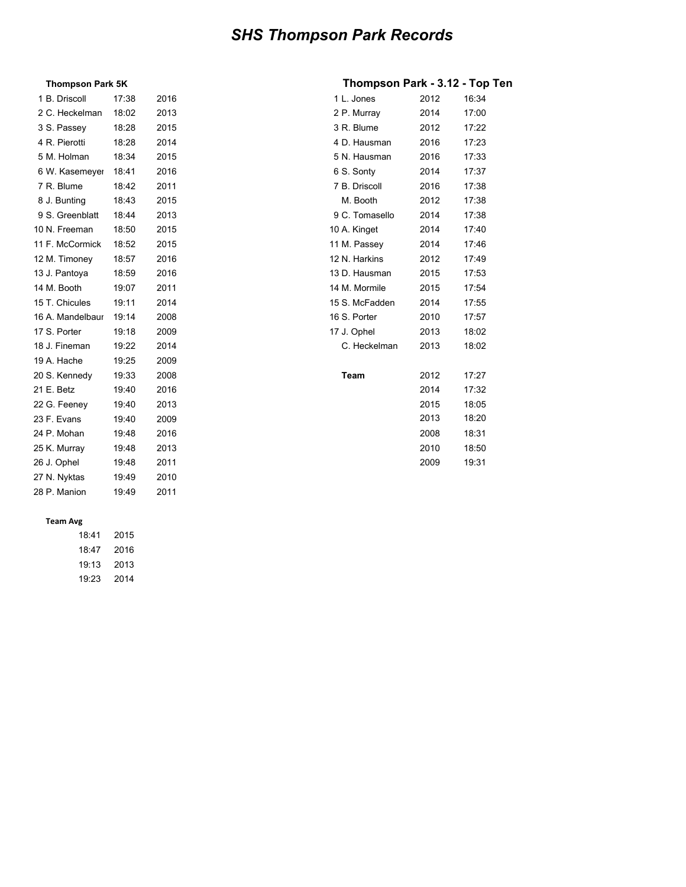# *SHS Thompson Park Records*

**Thompson Park 5K**

| | | | |
|---|---|---|---|
| 1 | B. Driscoll | 17:38 | 2016 |
| 2 | C. Heckelman | 18:02 | 2013 |
| 3 | S. Passey | 18:28 | 2015 |
| 4 | R. Pierotti | 18:28 | 2014 |
| 5 | M. Holman | 18:34 | 2015 |
| 6 | W. Kasemeyer | 18:41 | 2016 |
| 7 | R. Blume | 18:42 | 2011 |
| 8 | J. Bunting | 18:43 | 2015 |
| 9 | S. Greenblatt | 18:44 | 2013 |
| 10 | N. Freeman | 18:50 | 2015 |
| 11 | F. McCormick | 18:52 | 2015 |
| 12 | M. Timoney | 18:57 | 2016 |
| 13 | J. Pantoya | 18:59 | 2016 |
| 14 | M. Booth | 19:07 | 2011 |
| 15 | T. Chicules | 19:11 | 2014 |
| 16 | A. Mandelbaur | 19:14 | 2008 |
| 17 | S. Porter | 19:18 | 2009 |
| 18 | J. Fineman | 19:22 | 2014 |
| 19 | A. Hache | 19:25 | 2009 |
| 20 | S. Kennedy | 19:33 | 2008 |
| 21 | E. Betz | 19:40 | 2016 |
| 22 | G. Feeney | 19:40 | 2013 |
| 23 | F. Evans | 19:40 | 2009 |
| 24 | P. Mohan | 19:48 | 2016 |
| 25 | K. Murray | 19:48 | 2013 |
| 26 | J. Ophel | 19:48 | 2011 |
| 27 | N. Nyktas | 19:49 | 2010 |
| 28 | P. Manion | 19:49 | 2011 |

**Team Avg**

| | |
|---|---|
| 18:41 | 2015 |
| 18:47 | 2016 |
| 19:13 | 2013 |
| 19:23 | 2014 |

**Thompson Park - 3.12 - Top Ten**

| | | | |
|---|---|---|---|
| 1 | L. Jones | 2012 | 16:34 |
| 2 | P. Murray | 2014 | 17:00 |
| 3 | R. Blume | 2012 | 17:22 |
| 4 | D. Hausman | 2016 | 17:23 |
| 5 | N. Hausman | 2016 | 17:33 |
| 6 | S. Sonty | 2014 | 17:37 |
| 7 | B. Driscoll | 2016 | 17:38 |
| | M. Booth | 2012 | 17:38 |
| 9 | C. Tomasello | 2014 | 17:38 |
| 10 | A. Kinget | 2014 | 17:40 |
| 11 | M. Passey | 2014 | 17:46 |
| 12 | N. Harkins | 2012 | 17:49 |
| 13 | D. Hausman | 2015 | 17:53 |
| 14 | M. Mormile | 2015 | 17:54 |
| 15 | S. McFadden | 2014 | 17:55 |
| 16 | S. Porter | 2010 | 17:57 |
| 17 | J. Ophel | 2013 | 18:02 |
| | C. Heckelman | 2013 | 18:02 |

**Team**

| | |
|---|---|
| 2012 | 17:27 |
| 2014 | 17:32 |
| 2015 | 18:05 |
| 2013 | 18:20 |
| 2008 | 18:31 |
| 2010 | 18:50 |
| 2009 | 19:31 |